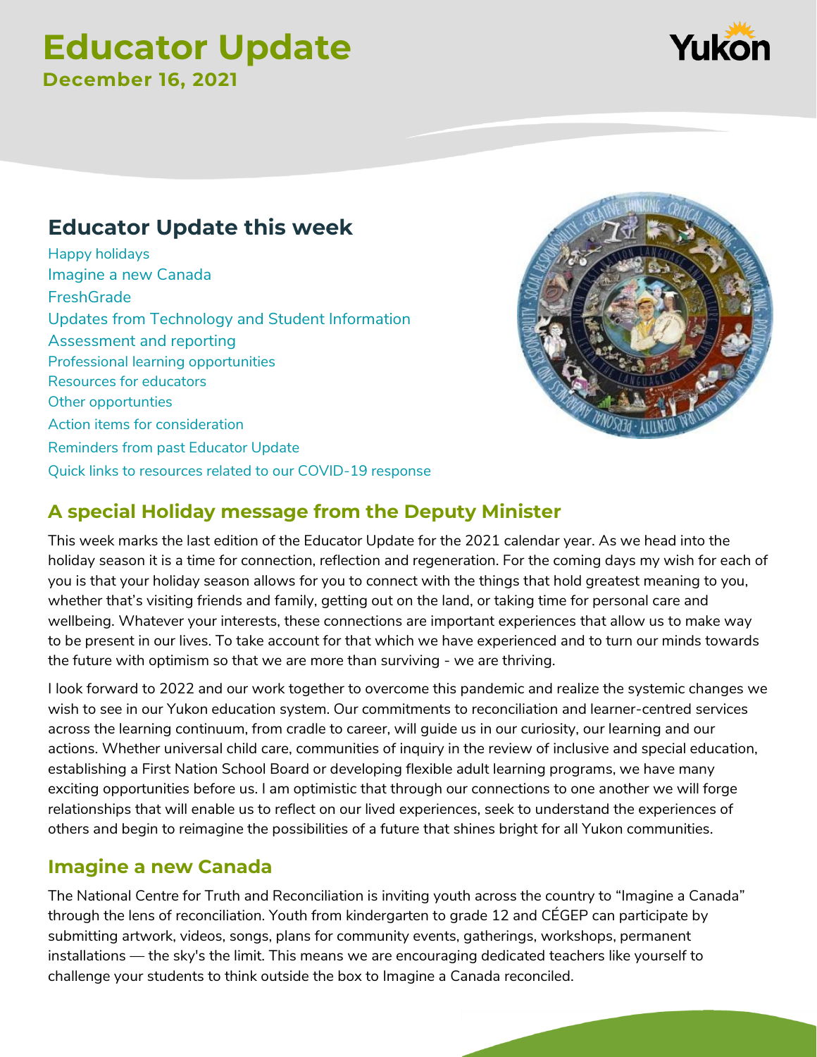# Educator Update

**December 16, 2021**

## Educator Update this week

- Happy holidays
- Imagine a new Canada
- FreshGrade
- Updates from Technology and Student Information
- Assessment and reporting
- Professional learning opportunities
- Resources for educators
- Other opportunities
- Action items for consideration
- Reminders from past Educator Update
- Quick links to resources related to our COVID-19 response

## A special Holiday message from the Deputy Minister

This week marks the last edition of the Educator Update for the 2021 calendar year. As we head into the holiday season it is a time for connection, reflection and regeneration. For the coming days my wish for each of you is that your holiday season allows for you to connect with the things that hold greatest meaning to you, whether that's visiting friends and family, getting out on the land, or taking time for personal care and wellbeing. Whatever your interests, these connections are important experiences that allow us to make way to be present in our lives. To take account for that which we have experienced and to turn our minds towards the future with optimism so that we are more than surviving - we are thriving.

I look forward to 2022 and our work together to overcome this pandemic and realize the systemic changes we wish to see in our Yukon education system. Our commitments to reconciliation and learner-centred services across the learning continuum, from cradle to career, will guide us in our curiosity, our learning and our actions. Whether universal child care, communities of inquiry in the review of inclusive and special education, establishing a First Nation School Board or developing flexible adult learning programs, we have many exciting opportunities before us. I am optimistic that through our connections to one another we will forge relationships that will enable us to reflect on our lived experiences, seek to understand the experiences of others and begin to reimagine the possibilities of a future that shines bright for all Yukon communities.

## Imagine a new Canada

The National Centre for Truth and Reconciliation is inviting youth across the country to "Imagine a Canada" through the lens of reconciliation. Youth from kindergarten to grade 12 and CÉGEP can participate by submitting artwork, videos, songs, plans for community events, gatherings, workshops, permanent installations — the sky's the limit. This means we are encouraging dedicated teachers like yourself to challenge your students to think outside the box to Imagine a Canada reconciled.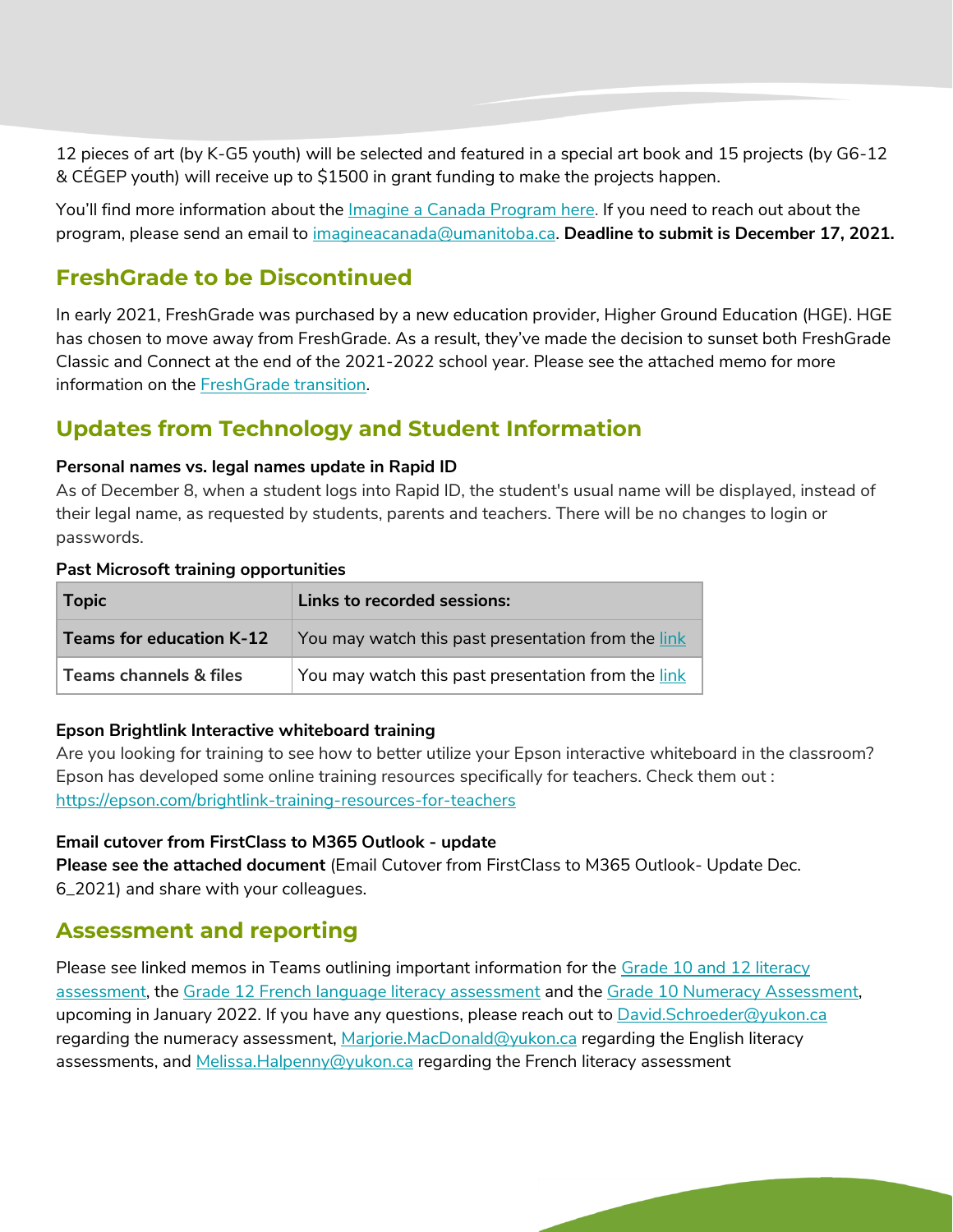12 pieces of art (by K-G5 youth) will be selected and featured in a special art book and 15 projects (by G6-12 & CÉGEP youth) will receive up to $1500 in grant funding to make the projects happen.

You'll find more information about the Imagine a Canada Program here. If you need to reach out about the program, please send an email to imagineacanada@umanitoba.ca. **Deadline to submit is December 17, 2021.**

## FreshGrade to be Discontinued

In early 2021, FreshGrade was purchased by a new education provider, Higher Ground Education (HGE). HGE has chosen to move away from FreshGrade. As a result, they've made the decision to sunset both FreshGrade Classic and Connect at the end of the 2021-2022 school year. Please see the attached memo for more information on the FreshGrade transition.

## Updates from Technology and Student Information

**Personal names vs. legal names update in Rapid ID**

As of December 8, when a student logs into Rapid ID, the student's usual name will be displayed, instead of their legal name, as requested by students, parents and teachers. There will be no changes to login or passwords.

**Past Microsoft training opportunities**

| Topic | Links to recorded sessions: |
|---|---|
| **Teams for education K-12** | You may watch this past presentation from the link |
| **Teams channels & files** | You may watch this past presentation from the link |

**Epson Brightlink Interactive whiteboard training**

Are you looking for training to see how to better utilize your Epson interactive whiteboard in the classroom? Epson has developed some online training resources specifically for teachers. Check them out : https://epson.com/brightlink-training-resources-for-teachers

**Email cutover from FirstClass to M365 Outlook - update**

**Please see the attached document** (Email Cutover from FirstClass to M365 Outlook- Update Dec. 6_2021) and share with your colleagues.

## Assessment and reporting

Please see linked memos in Teams outlining important information for the Grade 10 and 12 literacy assessment, the Grade 12 French language literacy assessment and the Grade 10 Numeracy Assessment, upcoming in January 2022. If you have any questions, please reach out to David.Schroeder@yukon.ca regarding the numeracy assessment, Marjorie.MacDonald@yukon.ca regarding the English literacy assessments, and Melissa.Halpenny@yukon.ca regarding the French literacy assessment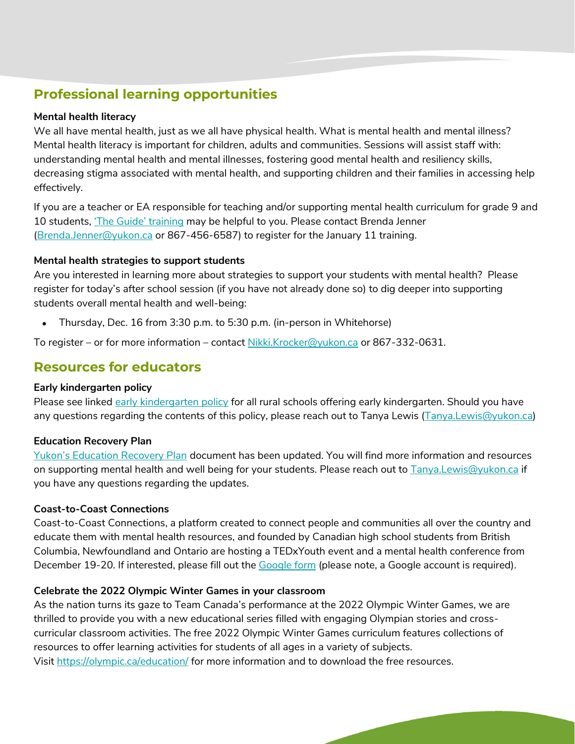## Professional learning opportunities

**Mental health literacy**

We all have mental health, just as we all have physical health. What is mental health and mental illness? Mental health literacy is important for children, adults and communities. Sessions will assist staff with: understanding mental health and mental illnesses, fostering good mental health and resiliency skills, decreasing stigma associated with mental health, and supporting children and their families in accessing help effectively.

If you are a teacher or EA responsible for teaching and/or supporting mental health curriculum for grade 9 and 10 students, 'The Guide' training may be helpful to you. Please contact Brenda Jenner (Brenda.Jenner@yukon.ca or 867-456-6587) to register for the January 11 training.

**Mental health strategies to support students**

Are you interested in learning more about strategies to support your students with mental health? Please register for today's after school session (if you have not already done so) to dig deeper into supporting students overall mental health and well-being:

- Thursday, Dec. 16 from 3:30 p.m. to 5:30 p.m. (in-person in Whitehorse)

To register – or for more information – contact Nikki.Krocker@yukon.ca or 867-332-0631.

## Resources for educators

**Early kindergarten policy**

Please see linked early kindergarten policy for all rural schools offering early kindergarten. Should you have any questions regarding the contents of this policy, please reach out to Tanya Lewis (Tanya.Lewis@yukon.ca)

**Education Recovery Plan**

Yukon's Education Recovery Plan document has been updated. You will find more information and resources on supporting mental health and well being for your students. Please reach out to Tanya.Lewis@yukon.ca if you have any questions regarding the updates.

**Coast-to-Coast Connections**

Coast-to-Coast Connections, a platform created to connect people and communities all over the country and educate them with mental health resources, and founded by Canadian high school students from British Columbia, Newfoundland and Ontario are hosting a TEDxYouth event and a mental health conference from December 19-20. If interested, please fill out the Google form (please note, a Google account is required).

**Celebrate the 2022 Olympic Winter Games in your classroom**

As the nation turns its gaze to Team Canada's performance at the 2022 Olympic Winter Games, we are thrilled to provide you with a new educational series filled with engaging Olympian stories and cross-curricular classroom activities. The free 2022 Olympic Winter Games curriculum features collections of resources to offer learning activities for students of all ages in a variety of subjects.
Visit https://olympic.ca/education/ for more information and to download the free resources.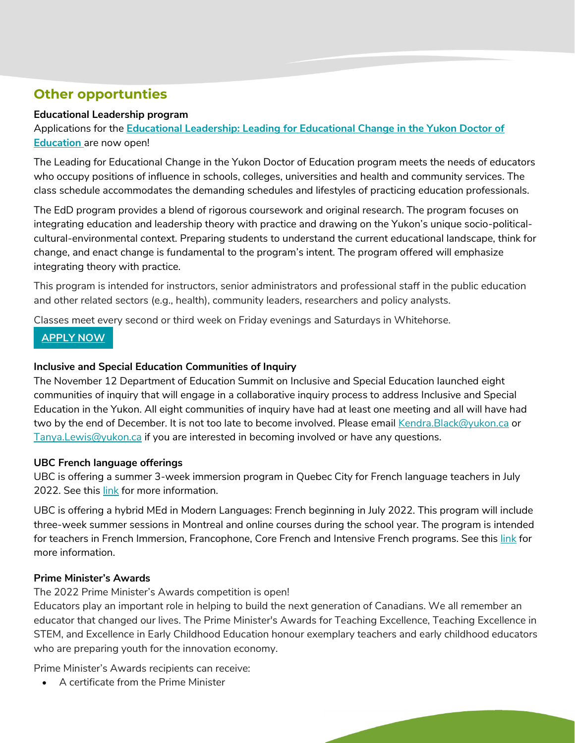## Other opportunties

**Educational Leadership program**

Applications for the **Educational Leadership: Leading for Educational Change in the Yukon Doctor of Education** are now open!

The Leading for Educational Change in the Yukon Doctor of Education program meets the needs of educators who occupy positions of influence in schools, colleges, universities and health and community services. The class schedule accommodates the demanding schedules and lifestyles of practicing education professionals.

The EdD program provides a blend of rigorous coursework and original research. The program focuses on integrating education and leadership theory with practice and drawing on the Yukon's unique socio-political-cultural-environmental context. Preparing students to understand the current educational landscape, think for change, and enact change is fundamental to the program's intent. The program offered will emphasize integrating theory with practice.

This program is intended for instructors, senior administrators and professional staff in the public education and other related sectors (e.g., health), community leaders, researchers and policy analysts.

Classes meet every second or third week on Friday evenings and Saturdays in Whitehorse.

**APPLY NOW**

**Inclusive and Special Education Communities of Inquiry**

The November 12 Department of Education Summit on Inclusive and Special Education launched eight communities of inquiry that will engage in a collaborative inquiry process to address Inclusive and Special Education in the Yukon. All eight communities of inquiry have had at least one meeting and all will have had two by the end of December. It is not too late to become involved. Please email Kendra.Black@yukon.ca or Tanya.Lewis@yukon.ca if you are interested in becoming involved or have any questions.

**UBC French language offerings**

UBC is offering a summer 3-week immersion program in Quebec City for French language teachers in July 2022. See this link for more information.

UBC is offering a hybrid MEd in Modern Languages: French beginning in July 2022. This program will include three-week summer sessions in Montreal and online courses during the school year. The program is intended for teachers in French Immersion, Francophone, Core French and Intensive French programs. See this link for more information.

**Prime Minister's Awards**

The 2022 Prime Minister's Awards competition is open!

Educators play an important role in helping to build the next generation of Canadians. We all remember an educator that changed our lives. The Prime Minister's Awards for Teaching Excellence, Teaching Excellence in STEM, and Excellence in Early Childhood Education honour exemplary teachers and early childhood educators who are preparing youth for the innovation economy.

Prime Minister's Awards recipients can receive:

- A certificate from the Prime Minister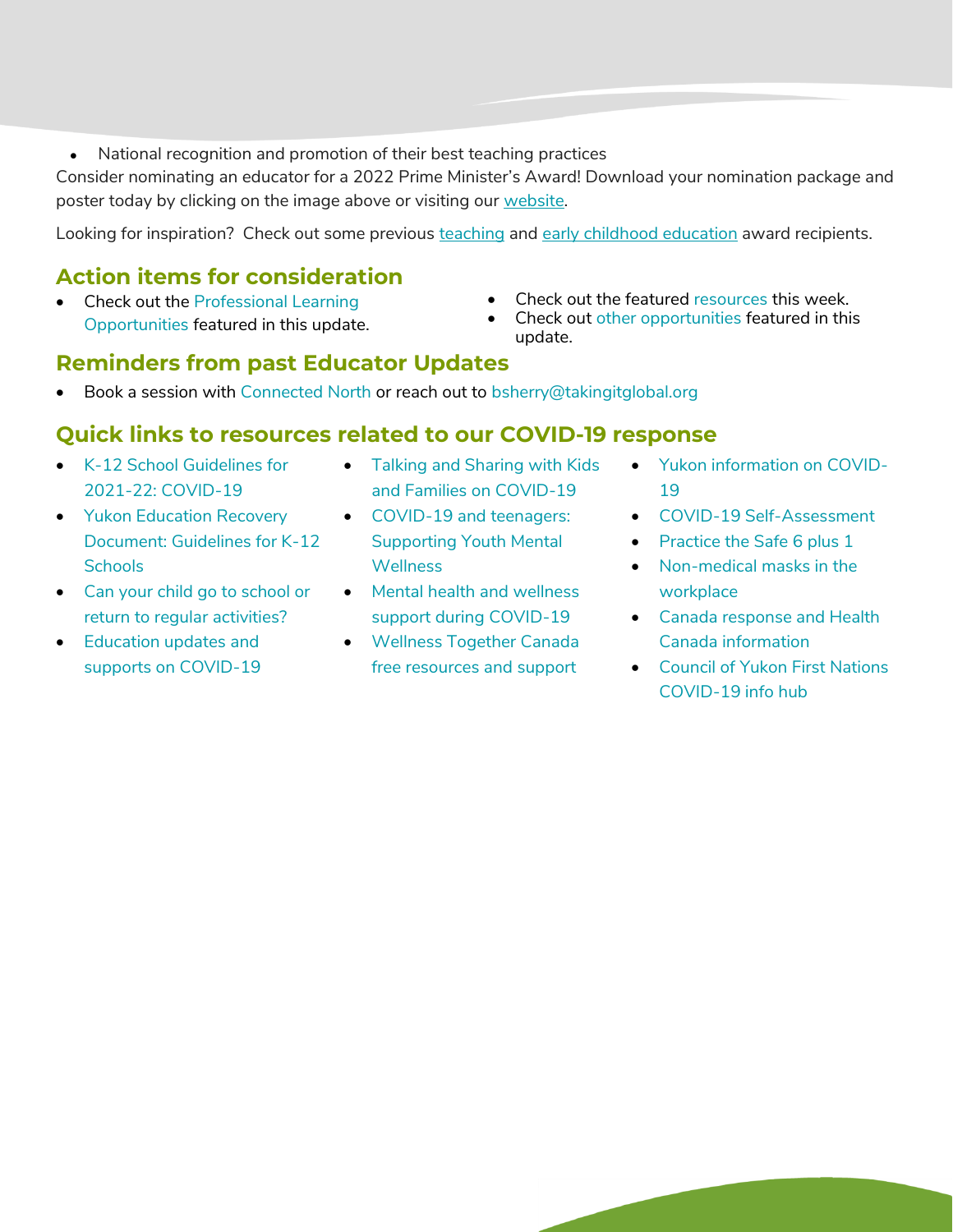- National recognition and promotion of their best teaching practices

Consider nominating an educator for a 2022 Prime Minister's Award! Download your nomination package and poster today by clicking on the image above or visiting our website.

Looking for inspiration? Check out some previous teaching and early childhood education award recipients.

## Action items for consideration

- Check out the Professional Learning Opportunities featured in this update.
- Check out the featured resources this week.
- Check out other opportunities featured in this update.

## Reminders from past Educator Updates

- Book a session with Connected North or reach out to bsherry@takingitglobal.org

## Quick links to resources related to our COVID-19 response

- K-12 School Guidelines for 2021-22: COVID-19
- Yukon Education Recovery Document: Guidelines for K-12 Schools
- Can your child go to school or return to regular activities?
- Education updates and supports on COVID-19
- Talking and Sharing with Kids and Families on COVID-19
- COVID-19 and teenagers: Supporting Youth Mental Wellness
- Mental health and wellness support during COVID-19
- Wellness Together Canada free resources and support
- Yukon information on COVID-19
- COVID-19 Self-Assessment
- Practice the Safe 6 plus 1
- Non-medical masks in the workplace
- Canada response and Health Canada information
- Council of Yukon First Nations COVID-19 info hub